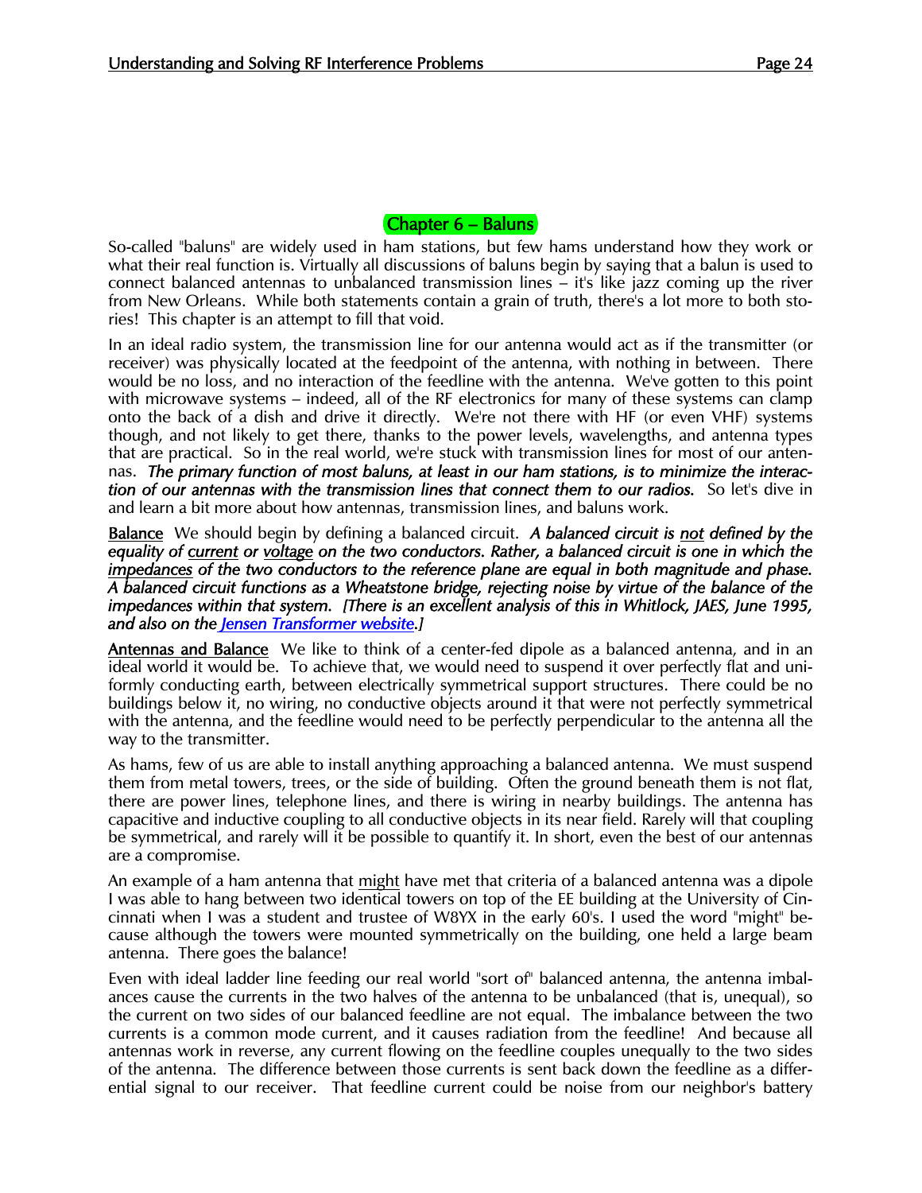## Chapter 6 – Baluns

So-called "baluns" are widely used in ham stations, but few hams understand how they work or what their real function is. Virtually all discussions of baluns begin by saying that a balun is used to connect balanced antennas to unbalanced transmission lines – it's like jazz coming up the river from New Orleans. While both statements contain a grain of truth, there's a lot more to both stories! This chapter is an attempt to fill that void.

In an ideal radio system, the transmission line for our antenna would act as if the transmitter (or receiver) was physically located at the feedpoint of the antenna, with nothing in between. There would be no loss, and no interaction of the feedline with the antenna. We've gotten to this point with microwave systems – indeed, all of the RF electronics for many of these systems can clamp onto the back of a dish and drive it directly. We're not there with HF (or even VHF) systems though, and not likely to get there, thanks to the power levels, wavelengths, and antenna types that are practical. So in the real world, we're stuck with transmission lines for most of our antennas. ***The primary function of most baluns, at least in our ham stations, is to minimize the interaction of our antennas with the transmission lines that connect them to our radios.*** So let's dive in and learn a bit more about how antennas, transmission lines, and baluns work.

**Balance** We should begin by defining a balanced circuit. ***A balanced circuit is not defined by the equality of current or voltage on the two conductors. Rather, a balanced circuit is one in which the impedances of the two conductors to the reference plane are equal in both magnitude and phase. A balanced circuit functions as a Wheatstone bridge, rejecting noise by virtue of the balance of the impedances within that system. [There is an excellent analysis of this in Whitlock, JAES, June 1995, and also on the Jensen Transformer website.]***

**Antennas and Balance** We like to think of a center-fed dipole as a balanced antenna, and in an ideal world it would be. To achieve that, we would need to suspend it over perfectly flat and uniformly conducting earth, between electrically symmetrical support structures. There could be no buildings below it, no wiring, no conductive objects around it that were not perfectly symmetrical with the antenna, and the feedline would need to be perfectly perpendicular to the antenna all the way to the transmitter.

As hams, few of us are able to install anything approaching a balanced antenna. We must suspend them from metal towers, trees, or the side of building. Often the ground beneath them is not flat, there are power lines, telephone lines, and there is wiring in nearby buildings. The antenna has capacitive and inductive coupling to all conductive objects in its near field. Rarely will that coupling be symmetrical, and rarely will it be possible to quantify it. In short, even the best of our antennas are a compromise.

An example of a ham antenna that might have met that criteria of a balanced antenna was a dipole I was able to hang between two identical towers on top of the EE building at the University of Cincinnati when I was a student and trustee of W8YX in the early 60's. I used the word "might" because although the towers were mounted symmetrically on the building, one held a large beam antenna. There goes the balance!

Even with ideal ladder line feeding our real world "sort of" balanced antenna, the antenna imbalances cause the currents in the two halves of the antenna to be unbalanced (that is, unequal), so the current on two sides of our balanced feedline are not equal. The imbalance between the two currents is a common mode current, and it causes radiation from the feedline! And because all antennas work in reverse, any current flowing on the feedline couples unequally to the two sides of the antenna. The difference between those currents is sent back down the feedline as a differential signal to our receiver. That feedline current could be noise from our neighbor's battery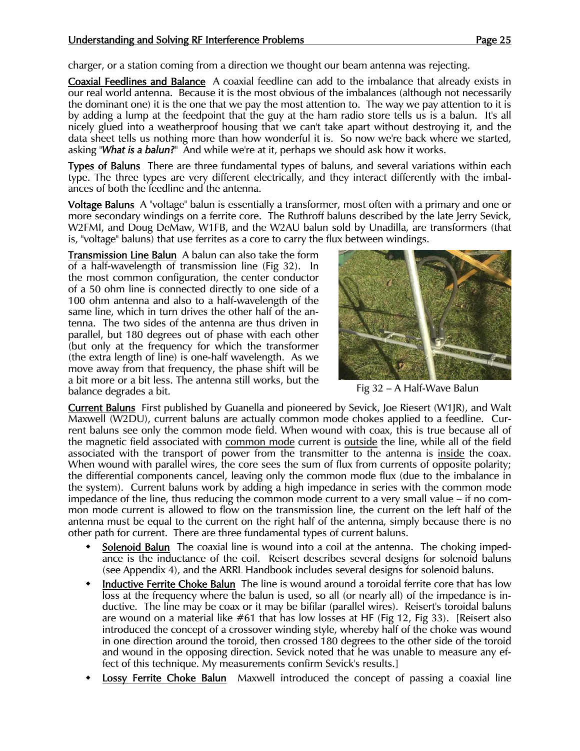charger, or a station coming from a direction we thought our beam antenna was rejecting.

**Coaxial Feedlines and Balance** A coaxial feedline can add to the imbalance that already exists in our real world antenna. Because it is the most obvious of the imbalances (although not necessarily the dominant one) it is the one that we pay the most attention to. The way we pay attention to it is by adding a lump at the feedpoint that the guy at the ham radio store tells us is a balun. It's all nicely glued into a weatherproof housing that we can't take apart without destroying it, and the data sheet tells us nothing more than how wonderful it is. So now we're back where we started, asking "***What is a balun?***" And while we're at it, perhaps we should ask how it works.

**Types of Baluns** There are three fundamental types of baluns, and several variations within each type. The three types are very different electrically, and they interact differently with the imbalances of both the feedline and the antenna.

**Voltage Baluns** A "voltage" balun is essentially a transformer, most often with a primary and one or more secondary windings on a ferrite core. The Ruthroff baluns described by the late Jerry Sevick, W2FMI, and Doug DeMaw, W1FB, and the W2AU balun sold by Unadilla, are transformers (that is, "voltage" baluns) that use ferrites as a core to carry the flux between windings.

**Transmission Line Balun** A balun can also take the form of a half-wavelength of transmission line (Fig 32). In the most common configuration, the center conductor of a 50 ohm line is connected directly to one side of a 100 ohm antenna and also to a half-wavelength of the same line, which in turn drives the other half of the antenna. The two sides of the antenna are thus driven in parallel, but 180 degrees out of phase with each other (but only at the frequency for which the transformer (the extra length of line) is one-half wavelength. As we move away from that frequency, the phase shift will be a bit more or a bit less. The antenna still works, but the balance degrades a bit.

Fig 32 – A Half-Wave Balun

**Current Baluns** First published by Guanella and pioneered by Sevick, Joe Riesert (W1JR), and Walt Maxwell (W2DU), current baluns are actually common mode chokes applied to a feedline. Current baluns see only the common mode field. When wound with coax, this is true because all of the magnetic field associated with common mode current is outside the line, while all of the field associated with the transport of power from the transmitter to the antenna is inside the coax. When wound with parallel wires, the core sees the sum of flux from currents of opposite polarity; the differential components cancel, leaving only the common mode flux (due to the imbalance in the system). Current baluns work by adding a high impedance in series with the common mode impedance of the line, thus reducing the common mode current to a very small value – if no common mode current is allowed to flow on the transmission line, the current on the left half of the antenna must be equal to the current on the right half of the antenna, simply because there is no other path for current. There are three fundamental types of current baluns.

- **Solenoid Balun** The coaxial line is wound into a coil at the antenna. The choking impedance is the inductance of the coil. Reisert describes several designs for solenoid baluns (see Appendix 4), and the ARRL Handbook includes several designs for solenoid baluns.
- **Inductive Ferrite Choke Balun** The line is wound around a toroidal ferrite core that has low loss at the frequency where the balun is used, so all (or nearly all) of the impedance is inductive. The line may be coax or it may be bifilar (parallel wires). Reisert's toroidal baluns are wound on a material like #61 that has low losses at HF (Fig 12, Fig 33). [Reisert also introduced the concept of a crossover winding style, whereby half of the choke was wound in one direction around the toroid, then crossed 180 degrees to the other side of the toroid and wound in the opposing direction. Sevick noted that he was unable to measure any effect of this technique. My measurements confirm Sevick's results.]
- **Lossy Ferrite Choke Balun** Maxwell introduced the concept of passing a coaxial line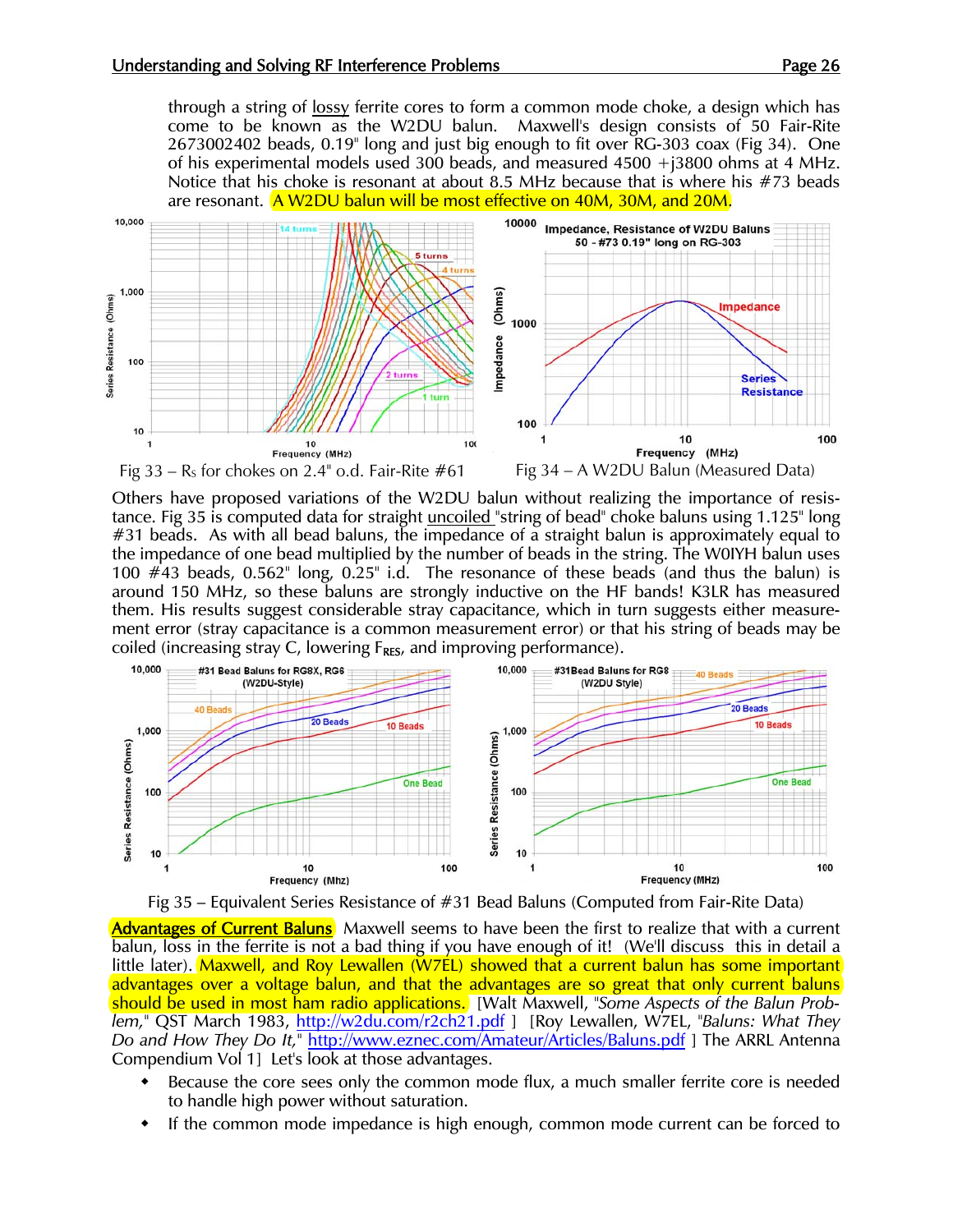through a string of lossy ferrite cores to form a common mode choke, a design which has come to be known as the W2DU balun. Maxwell's design consists of 50 Fair-Rite 2673002402 beads, 0.19" long and just big enough to fit over RG-303 coax (Fig 34). One of his experimental models used 300 beads, and measured 4500 +j3800 ohms at 4 MHz. Notice that his choke is resonant at about 8.5 MHz because that is where his #73 beads are resonant. A W2DU balun will be most effective on 40M, 30M, and 20M.

Fig 33 – $R_S$ for chokes on 2.4" o.d. Fair-Rite #61

Fig 34 – A W2DU Balun (Measured Data)

Others have proposed variations of the W2DU balun without realizing the importance of resistance. Fig 35 is computed data for straight uncoiled "string of bead" choke baluns using 1.125" long #31 beads. As with all bead baluns, the impedance of a straight balun is approximately equal to the impedance of one bead multiplied by the number of beads in the string. The W0IYH balun uses 100 #43 beads, 0.562" long, 0.25" i.d. The resonance of these beads (and thus the balun) is around 150 MHz, so these baluns are strongly inductive on the HF bands! K3LR has measured them. His results suggest considerable stray capacitance, which in turn suggests either measurement error (stray capacitance is a common measurement error) or that his string of beads may be coiled (increasing stray C, lowering $F_{RES}$, and improving performance).

Fig 35 – Equivalent Series Resistance of #31 Bead Baluns (Computed from Fair-Rite Data)

**Advantages of Current Baluns** Maxwell seems to have been the first to realize that with a current balun, loss in the ferrite is not a bad thing if you have enough of it! (We'll discuss this in detail a little later). Maxwell, and Roy Lewallen (W7EL) showed that a current balun has some important advantages over a voltage balun, and that the advantages are so great that only current baluns should be used in most ham radio applications. [Walt Maxwell, "*Some Aspects of the Balun Problem,*" QST March 1983, http://w2du.com/r2ch21.pdf ] [Roy Lewallen, W7EL, "*Baluns: What They Do and How They Do It,*" http://www.eznec.com/Amateur/Articles/Baluns.pdf ] The ARRL Antenna Compendium Vol 1] Let's look at those advantages.

- Because the core sees only the common mode flux, a much smaller ferrite core is needed to handle high power without saturation.
- If the common mode impedance is high enough, common mode current can be forced to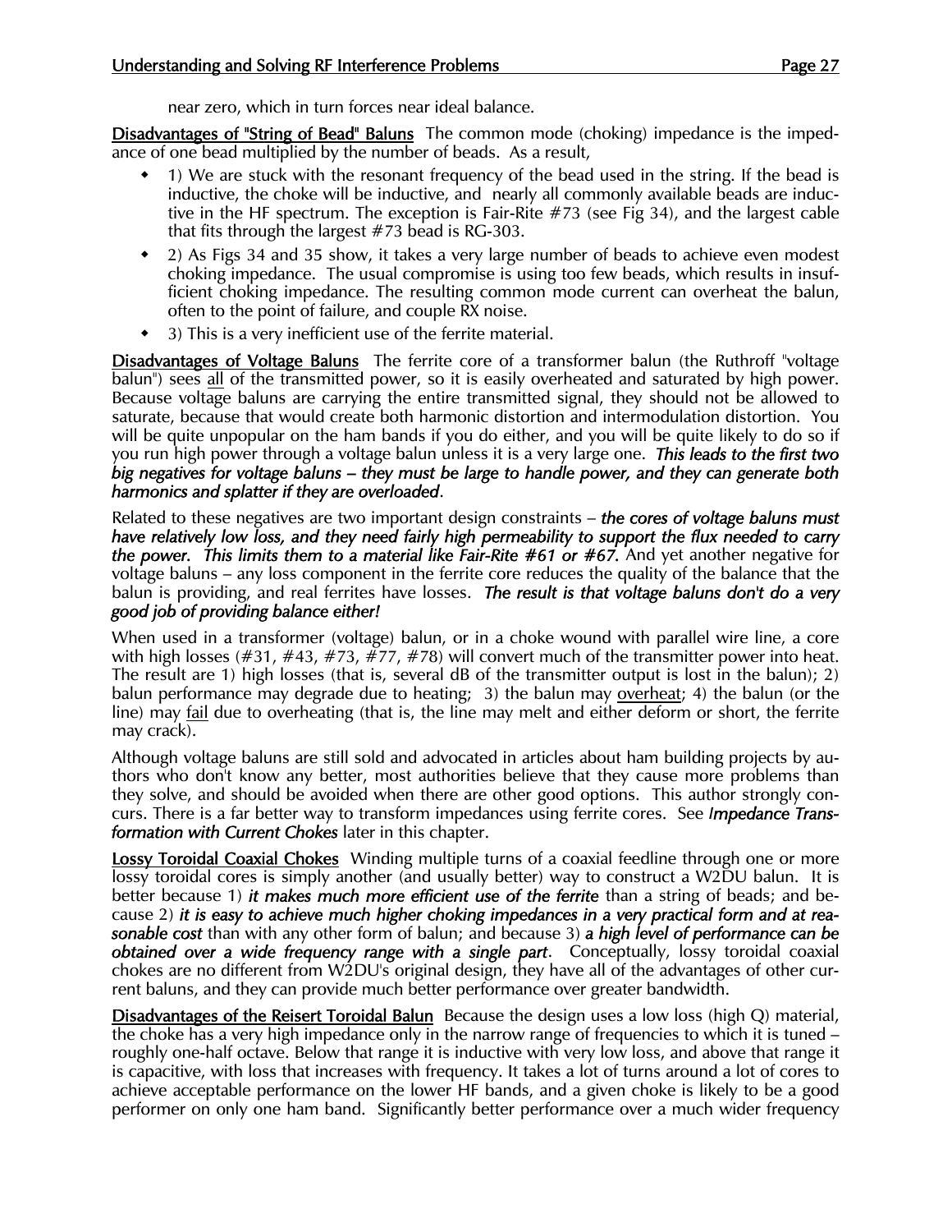near zero, which in turn forces near ideal balance.

<u>**Disadvantages of "String of Bead" Baluns**</u> The common mode (choking) impedance is the impedance of one bead multiplied by the number of beads. As a result,

- 1) We are stuck with the resonant frequency of the bead used in the string. If the bead is inductive, the choke will be inductive, and nearly all commonly available beads are inductive in the HF spectrum. The exception is Fair-Rite #73 (see Fig 34), and the largest cable that fits through the largest #73 bead is RG-303.
- 2) As Figs 34 and 35 show, it takes a very large number of beads to achieve even modest choking impedance. The usual compromise is using too few beads, which results in insufficient choking impedance. The resulting common mode current can overheat the balun, often to the point of failure, and couple RX noise.
- 3) This is a very inefficient use of the ferrite material.

<u>**Disadvantages of Voltage Baluns**</u> The ferrite core of a transformer balun (the Ruthroff "voltage balun") sees <u>all</u> of the transmitted power, so it is easily overheated and saturated by high power. Because voltage baluns are carrying the entire transmitted signal, they should not be allowed to saturate, because that would create both harmonic distortion and intermodulation distortion. You will be quite unpopular on the ham bands if you do either, and you will be quite likely to do so if you run high power through a voltage balun unless it is a very large one. ***This leads to the first two big negatives for voltage baluns – they must be large to handle power, and they can generate both harmonics and splatter if they are overloaded***.

Related to these negatives are two important design constraints – ***the cores of voltage baluns must have relatively low loss, and they need fairly high permeability to support the flux needed to carry the power. This limits them to a material like Fair-Rite #61 or #67.*** And yet another negative for voltage baluns – any loss component in the ferrite core reduces the quality of the balance that the balun is providing, and real ferrites have losses. ***The result is that voltage baluns don't do a very good job of providing balance either!***

When used in a transformer (voltage) balun, or in a choke wound with parallel wire line, a core with high losses (#31, #43, #73, #77, #78) will convert much of the transmitter power into heat. The result are 1) high losses (that is, several dB of the transmitter output is lost in the balun); 2) balun performance may degrade due to heating; 3) the balun may <u>overheat</u>; 4) the balun (or the line) may <u>fail</u> due to overheating (that is, the line may melt and either deform or short, the ferrite may crack).

Although voltage baluns are still sold and advocated in articles about ham building projects by authors who don't know any better, most authorities believe that they cause more problems than they solve, and should be avoided when there are other good options. This author strongly concurs. There is a far better way to transform impedances using ferrite cores. See ***Impedance Transformation with Current Chokes*** later in this chapter.

<u>**Lossy Toroidal Coaxial Chokes**</u> Winding multiple turns of a coaxial feedline through one or more lossy toroidal cores is simply another (and usually better) way to construct a W2DU balun. It is better because 1) ***it makes much more efficient use of the ferrite*** than a string of beads; and because 2) ***it is easy to achieve much higher choking impedances in a very practical form and at reasonable cost*** than with any other form of balun; and because 3) ***a high level of performance can be obtained over a wide frequency range with a single part***. Conceptually, lossy toroidal coaxial chokes are no different from W2DU's original design, they have all of the advantages of other current baluns, and they can provide much better performance over greater bandwidth.

<u>**Disadvantages of the Reisert Toroidal Balun**</u> Because the design uses a low loss (high Q) material, the choke has a very high impedance only in the narrow range of frequencies to which it is tuned – roughly one-half octave. Below that range it is inductive with very low loss, and above that range it is capacitive, with loss that increases with frequency. It takes a lot of turns around a lot of cores to achieve acceptable performance on the lower HF bands, and a given choke is likely to be a good performer on only one ham band. Significantly better performance over a much wider frequency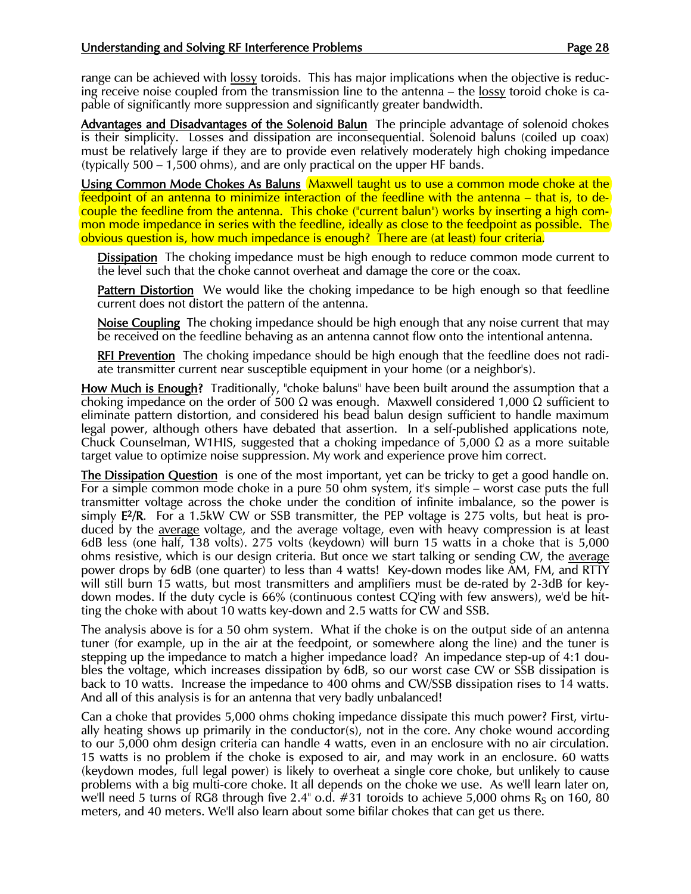range can be achieved with lossy toroids. This has major implications when the objective is reducing receive noise coupled from the transmission line to the antenna – the lossy toroid choke is capable of significantly more suppression and significantly greater bandwidth.

**Advantages and Disadvantages of the Solenoid Balun** The principle advantage of solenoid chokes is their simplicity. Losses and dissipation are inconsequential. Solenoid baluns (coiled up coax) must be relatively large if they are to provide even relatively moderately high choking impedance (typically 500 – 1,500 ohms), and are only practical on the upper HF bands.

**Using Common Mode Chokes As Baluns** Maxwell taught us to use a common mode choke at the feedpoint of an antenna to minimize interaction of the feedline with the antenna – that is, to decouple the feedline from the antenna. This choke ("current balun") works by inserting a high common mode impedance in series with the feedline, ideally as close to the feedpoint as possible. The obvious question is, how much impedance is enough? There are (at least) four criteria.

**Dissipation** The choking impedance must be high enough to reduce common mode current to the level such that the choke cannot overheat and damage the core or the coax.

**Pattern Distortion** We would like the choking impedance to be high enough so that feedline current does not distort the pattern of the antenna.

**Noise Coupling** The choking impedance should be high enough that any noise current that may be received on the feedline behaving as an antenna cannot flow onto the intentional antenna.

**RFI Prevention** The choking impedance should be high enough that the feedline does not radiate transmitter current near susceptible equipment in your home (or a neighbor's).

**How Much is Enough?** Traditionally, "choke baluns" have been built around the assumption that a choking impedance on the order of 500 Ω was enough. Maxwell considered 1,000 Ω sufficient to eliminate pattern distortion, and considered his bead balun design sufficient to handle maximum legal power, although others have debated that assertion. In a self-published applications note, Chuck Counselman, W1HIS, suggested that a choking impedance of 5,000 Ω as a more suitable target value to optimize noise suppression. My work and experience prove him correct.

**The Dissipation Question** is one of the most important, yet can be tricky to get a good handle on. For a simple common mode choke in a pure 50 ohm system, it's simple – worst case puts the full transmitter voltage across the choke under the condition of infinite imbalance, so the power is simply **$E^2/R$**. For a 1.5kW CW or SSB transmitter, the PEP voltage is 275 volts, but heat is produced by the average voltage, and the average voltage, even with heavy compression is at least 6dB less (one half, 138 volts). 275 volts (keydown) will burn 15 watts in a choke that is 5,000 ohms resistive, which is our design criteria. But once we start talking or sending CW, the average power drops by 6dB (one quarter) to less than 4 watts! Key-down modes like AM, FM, and RTTY will still burn 15 watts, but most transmitters and amplifiers must be de-rated by 2-3dB for key-down modes. If the duty cycle is 66% (continuous contest CQ'ing with few answers), we'd be hitting the choke with about 10 watts key-down and 2.5 watts for CW and SSB.

The analysis above is for a 50 ohm system. What if the choke is on the output side of an antenna tuner (for example, up in the air at the feedpoint, or somewhere along the line) and the tuner is stepping up the impedance to match a higher impedance load? An impedance step-up of 4:1 doubles the voltage, which increases dissipation by 6dB, so our worst case CW or SSB dissipation is back to 10 watts. Increase the impedance to 400 ohms and CW/SSB dissipation rises to 14 watts. And all of this analysis is for an antenna that very badly unbalanced!

Can a choke that provides 5,000 ohms choking impedance dissipate this much power? First, virtually heating shows up primarily in the conductor(s), not in the core. Any choke wound according to our 5,000 ohm design criteria can handle 4 watts, even in an enclosure with no air circulation. 15 watts is no problem if the choke is exposed to air, and may work in an enclosure. 60 watts (keydown modes, full legal power) is likely to overheat a single core choke, but unlikely to cause problems with a big multi-core choke. It all depends on the choke we use. As we'll learn later on, we'll need 5 turns of RG8 through five 2.4" o.d. #31 toroids to achieve 5,000 ohms $R_S$ on 160, 80 meters, and 40 meters. We'll also learn about some bifilar chokes that can get us there.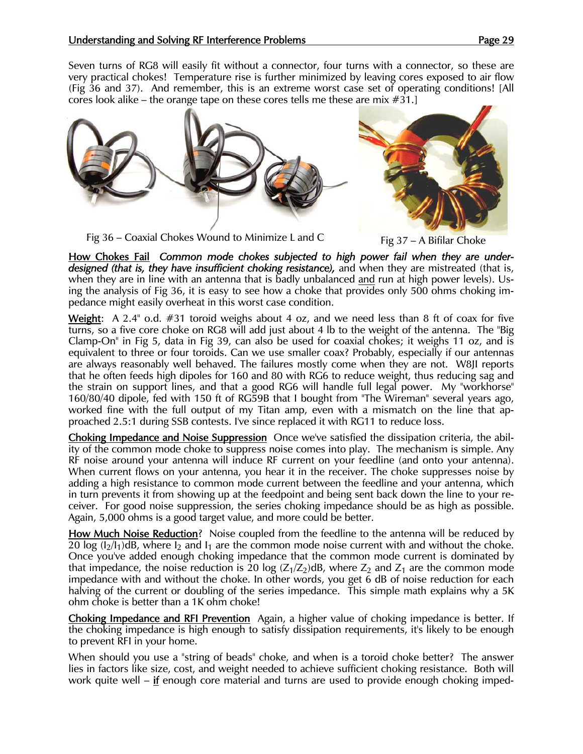Seven turns of RG8 will easily fit without a connector, four turns with a connector, so these are very practical chokes! Temperature rise is further minimized by leaving cores exposed to air flow (Fig 36 and 37). And remember, this is an extreme worst case set of operating conditions! [All cores look alike – the orange tape on these cores tells me these are mix #31.]

Fig 36 – Coaxial Chokes Wound to Minimize L and C

Fig 37 – A Bifilar Choke

**How Chokes Fail** *Common mode chokes subjected to high power fail when they are under-designed (that is, they have insufficient choking resistance),* and when they are mistreated (that is, when they are in line with an antenna that is badly unbalanced and run at high power levels). Using the analysis of Fig 36, it is easy to see how a choke that provides only 500 ohms choking impedance might easily overheat in this worst case condition.

**Weight**: A 2.4" o.d. #31 toroid weighs about 4 oz, and we need less than 8 ft of coax for five turns, so a five core choke on RG8 will add just about 4 lb to the weight of the antenna. The "Big Clamp-On" in Fig 5, data in Fig 39, can also be used for coaxial chokes; it weighs 11 oz, and is equivalent to three or four toroids. Can we use smaller coax? Probably, especially if our antennas are always reasonably well behaved. The failures mostly come when they are not. W8JI reports that he often feeds high dipoles for 160 and 80 with RG6 to reduce weight, thus reducing sag and the strain on support lines, and that a good RG6 will handle full legal power. My "workhorse" 160/80/40 dipole, fed with 150 ft of RG59B that I bought from "The Wireman" several years ago, worked fine with the full output of my Titan amp, even with a mismatch on the line that approached 2.5:1 during SSB contests. I've since replaced it with RG11 to reduce loss.

**Choking Impedance and Noise Suppression** Once we've satisfied the dissipation criteria, the ability of the common mode choke to suppress noise comes into play. The mechanism is simple. Any RF noise around your antenna will induce RF current on your feedline (and onto your antenna). When current flows on your antenna, you hear it in the receiver. The choke suppresses noise by adding a high resistance to common mode current between the feedline and your antenna, which in turn prevents it from showing up at the feedpoint and being sent back down the line to your receiver. For good noise suppression, the series choking impedance should be as high as possible. Again, 5,000 ohms is a good target value, and more could be better.

**How Much Noise Reduction**? Noise coupled from the feedline to the antenna will be reduced by $20 \log (I_2/I_1)$dB, where $I_2$ and $I_1$ are the common mode noise current with and without the choke. Once you've added enough choking impedance that the common mode current is dominated by that impedance, the noise reduction is $20 \log (Z_1/Z_2)$dB, where $Z_2$ and $Z_1$ are the common mode impedance with and without the choke. In other words, you get 6 dB of noise reduction for each halving of the current or doubling of the series impedance. This simple math explains why a 5K ohm choke is better than a 1K ohm choke!

**Choking Impedance and RFI Prevention** Again, a higher value of choking impedance is better. If the choking impedance is high enough to satisfy dissipation requirements, it's likely to be enough to prevent RFI in your home.

When should you use a "string of beads" choke, and when is a toroid choke better? The answer lies in factors like size, cost, and weight needed to achieve sufficient choking resistance. Both will work quite well – **if** enough core material and turns are used to provide enough choking imped-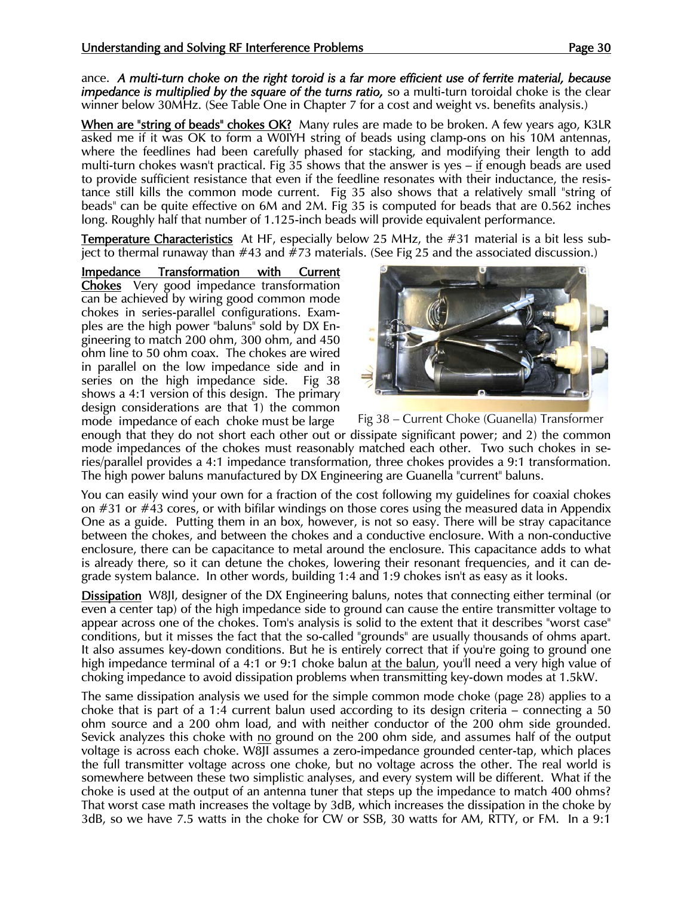ance. ***A multi-turn choke on the right toroid is a far more efficient use of ferrite material, because impedance is multiplied by the square of the turns ratio,*** so a multi-turn toroidal choke is the clear winner below 30MHz. (See Table One in Chapter 7 for a cost and weight vs. benefits analysis.)

**When are "string of beads" chokes OK?** Many rules are made to be broken. A few years ago, K3LR asked me if it was OK to form a W0IYH string of beads using clamp-ons on his 10M antennas, where the feedlines had been carefully phased for stacking, and modifying their length to add multi-turn chokes wasn't practical. Fig 35 shows that the answer is yes – if enough beads are used to provide sufficient resistance that even if the feedline resonates with their inductance, the resistance still kills the common mode current. Fig 35 also shows that a relatively small "string of beads" can be quite effective on 6M and 2M. Fig 35 is computed for beads that are 0.562 inches long. Roughly half that number of 1.125-inch beads will provide equivalent performance.

**Temperature Characteristics** At HF, especially below 25 MHz, the #31 material is a bit less subject to thermal runaway than #43 and #73 materials. (See Fig 25 and the associated discussion.)

**Impedance Transformation with Current Chokes** Very good impedance transformation can be achieved by wiring good common mode chokes in series-parallel configurations. Examples are the high power "baluns" sold by DX Engineering to match 200 ohm, 300 ohm, and 450 ohm line to 50 ohm coax. The chokes are wired in parallel on the low impedance side and in series on the high impedance side. Fig 38 shows a 4:1 version of this design. The primary design considerations are that 1) the common mode impedance of each choke must be large enough that they do not short each other out or dissipate significant power; and 2) the common mode impedances of the chokes must reasonably matched each other. Two such chokes in series/parallel provides a 4:1 impedance transformation, three chokes provides a 9:1 transformation. The high power baluns manufactured by DX Engineering are Guanella "current" baluns.

Fig 38 – Current Choke (Guanella) Transformer

You can easily wind your own for a fraction of the cost following my guidelines for coaxial chokes on #31 or #43 cores, or with bifilar windings on those cores using the measured data in Appendix One as a guide. Putting them in an box, however, is not so easy. There will be stray capacitance between the chokes, and between the chokes and a conductive enclosure. With a non-conductive enclosure, there can be capacitance to metal around the enclosure. This capacitance adds to what is already there, so it can detune the chokes, lowering their resonant frequencies, and it can degrade system balance. In other words, building 1:4 and 1:9 chokes isn't as easy as it looks.

**Dissipation** W8JI, designer of the DX Engineering baluns, notes that connecting either terminal (or even a center tap) of the high impedance side to ground can cause the entire transmitter voltage to appear across one of the chokes. Tom's analysis is solid to the extent that it describes "worst case" conditions, but it misses the fact that the so-called "grounds" are usually thousands of ohms apart. It also assumes key-down conditions. But he is entirely correct that if you're going to ground one high impedance terminal of a 4:1 or 9:1 choke balun at the balun, you'll need a very high value of choking impedance to avoid dissipation problems when transmitting key-down modes at 1.5kW.

The same dissipation analysis we used for the simple common mode choke (page 28) applies to a choke that is part of a 1:4 current balun used according to its design criteria – connecting a 50 ohm source and a 200 ohm load, and with neither conductor of the 200 ohm side grounded. Sevick analyzes this choke with no ground on the 200 ohm side, and assumes half of the output voltage is across each choke. W8JI assumes a zero-impedance grounded center-tap, which places the full transmitter voltage across one choke, but no voltage across the other. The real world is somewhere between these two simplistic analyses, and every system will be different. What if the choke is used at the output of an antenna tuner that steps up the impedance to match 400 ohms? That worst case math increases the voltage by 3dB, which increases the dissipation in the choke by 3dB, so we have 7.5 watts in the choke for CW or SSB, 30 watts for AM, RTTY, or FM. In a 9:1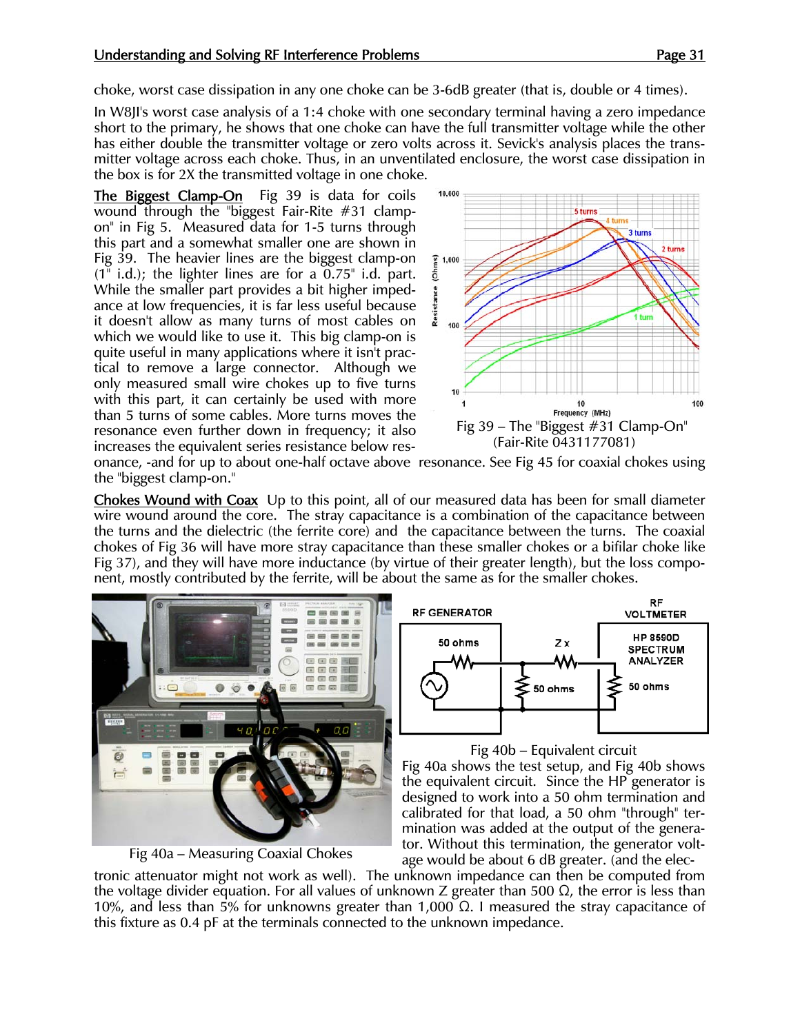choke, worst case dissipation in any one choke can be 3-6dB greater (that is, double or 4 times).

In W8JI's worst case analysis of a 1:4 choke with one secondary terminal having a zero impedance short to the primary, he shows that one choke can have the full transmitter voltage while the other has either double the transmitter voltage or zero volts across it. Sevick's analysis places the transmitter voltage across each choke. Thus, in an unventilated enclosure, the worst case dissipation in the box is for 2X the transmitted voltage in one choke.

**The Biggest Clamp-On** Fig 39 is data for coils wound through the "biggest Fair-Rite #31 clamp-on" in Fig 5. Measured data for 1-5 turns through this part and a somewhat smaller one are shown in Fig 39. The heavier lines are the biggest clamp-on (1" i.d.); the lighter lines are for a 0.75" i.d. part. While the smaller part provides a bit higher impedance at low frequencies, it is far less useful because it doesn't allow as many turns of most cables on which we would like to use it. This big clamp-on is quite useful in many applications where it isn't practical to remove a large connector. Although we only measured small wire chokes up to five turns with this part, it can certainly be used with more than 5 turns of some cables. More turns moves the resonance even further down in frequency; it also increases the equivalent series resistance below resonance, -and for up to about one-half octave above resonance. See Fig 45 for coaxial chokes using the "biggest clamp-on."

Fig 39 – The "Biggest #31 Clamp-On" (Fair-Rite 0431177081)

**Chokes Wound with Coax** Up to this point, all of our measured data has been for small diameter wire wound around the core. The stray capacitance is a combination of the capacitance between the turns and the dielectric (the ferrite core) and the capacitance between the turns. The coaxial chokes of Fig 36 will have more stray capacitance than these smaller chokes or a bifilar choke like Fig 37), and they will have more inductance (by virtue of their greater length), but the loss component, mostly contributed by the ferrite, will be about the same as for the smaller chokes.

Fig 40a – Measuring Coaxial Chokes

Fig 40b – Equivalent circuit

Fig 40a shows the test setup, and Fig 40b shows the equivalent circuit. Since the HP generator is designed to work into a 50 ohm termination and calibrated for that load, a 50 ohm "through" termination was added at the output of the generator. Without this termination, the generator voltage would be about 6 dB greater. (and the electronic attenuator might not work as well). The unknown impedance can then be computed from the voltage divider equation. For all values of unknown Z greater than 500 Ω, the error is less than 10%, and less than 5% for unknowns greater than 1,000 Ω. I measured the stray capacitance of this fixture as 0.4 pF at the terminals connected to the unknown impedance.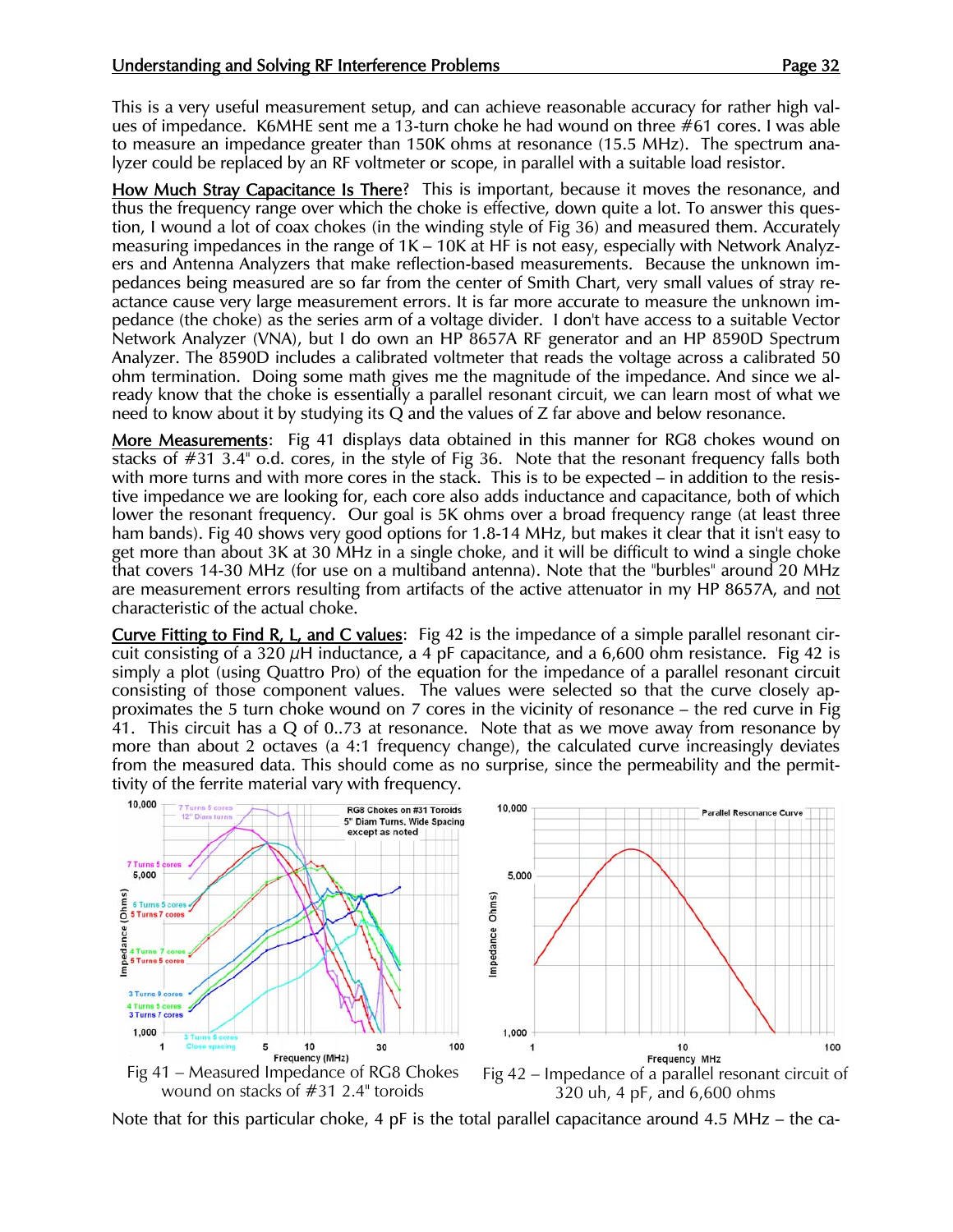This is a very useful measurement setup, and can achieve reasonable accuracy for rather high values of impedance. K6MHE sent me a 13-turn choke he had wound on three #61 cores. I was able to measure an impedance greater than 150K ohms at resonance (15.5 MHz). The spectrum analyzer could be replaced by an RF voltmeter or scope, in parallel with a suitable load resistor.

**How Much Stray Capacitance Is There**? This is important, because it moves the resonance, and thus the frequency range over which the choke is effective, down quite a lot. To answer this question, I wound a lot of coax chokes (in the winding style of Fig 36) and measured them. Accurately measuring impedances in the range of 1K – 10K at HF is not easy, especially with Network Analyzers and Antenna Analyzers that make reflection-based measurements. Because the unknown impedances being measured are so far from the center of Smith Chart, very small values of stray reactance cause very large measurement errors. It is far more accurate to measure the unknown impedance (the choke) as the series arm of a voltage divider. I don't have access to a suitable Vector Network Analyzer (VNA), but I do own an HP 8657A RF generator and an HP 8590D Spectrum Analyzer. The 8590D includes a calibrated voltmeter that reads the voltage across a calibrated 50 ohm termination. Doing some math gives me the magnitude of the impedance. And since we already know that the choke is essentially a parallel resonant circuit, we can learn most of what we need to know about it by studying its Q and the values of Z far above and below resonance.

**More Measurements**: Fig 41 displays data obtained in this manner for RG8 chokes wound on stacks of #31 3.4" o.d. cores, in the style of Fig 36. Note that the resonant frequency falls both with more turns and with more cores in the stack. This is to be expected – in addition to the resistive impedance we are looking for, each core also adds inductance and capacitance, both of which lower the resonant frequency. Our goal is 5K ohms over a broad frequency range (at least three ham bands). Fig 40 shows very good options for 1.8-14 MHz, but makes it clear that it isn't easy to get more than about 3K at 30 MHz in a single choke, and it will be difficult to wind a single choke that covers 14-30 MHz (for use on a multiband antenna). Note that the "burbles" around 20 MHz are measurement errors resulting from artifacts of the active attenuator in my HP 8657A, and not characteristic of the actual choke.

**Curve Fitting to Find R, L, and C values**: Fig 42 is the impedance of a simple parallel resonant circuit consisting of a 320 $\mu$H inductance, a 4 pF capacitance, and a 6,600 ohm resistance. Fig 42 is simply a plot (using Quattro Pro) of the equation for the impedance of a parallel resonant circuit consisting of those component values. The values were selected so that the curve closely approximates the 5 turn choke wound on 7 cores in the vicinity of resonance – the red curve in Fig 41. This circuit has a Q of 0..73 at resonance. Note that as we move away from resonance by more than about 2 octaves (a 4:1 frequency change), the calculated curve increasingly deviates from the measured data. This should come as no surprise, since the permeability and the permittivity of the ferrite material vary with frequency.

Fig 41 – Measured Impedance of RG8 Chokes wound on stacks of #31 2.4" toroids

Fig 42 – Impedance of a parallel resonant circuit of 320 uh, 4 pF, and 6,600 ohms

Note that for this particular choke, 4 pF is the total parallel capacitance around 4.5 MHz – the ca-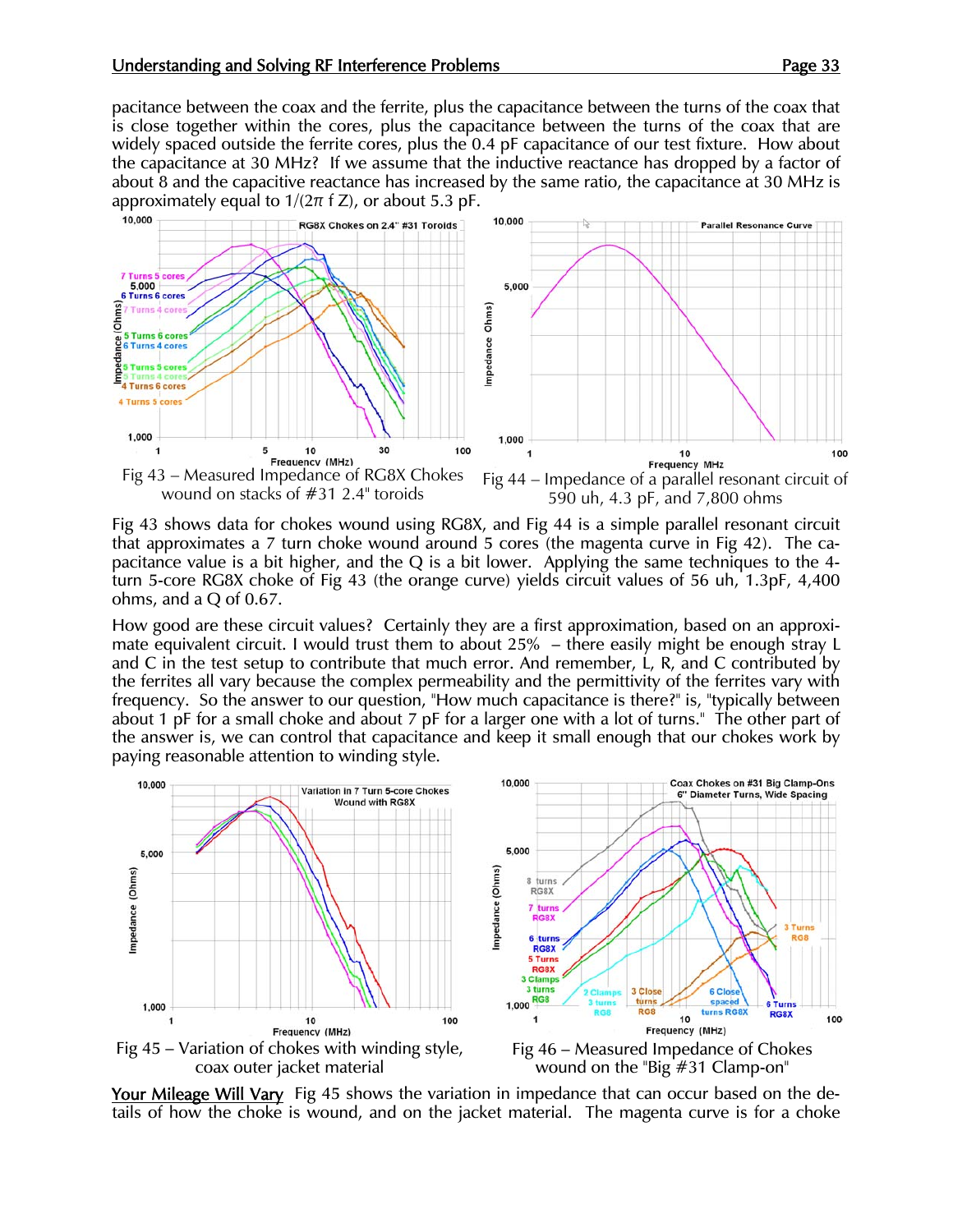pacitance between the coax and the ferrite, plus the capacitance between the turns of the coax that is close together within the cores, plus the capacitance between the turns of the coax that are widely spaced outside the ferrite cores, plus the 0.4 pF capacitance of our test fixture. How about the capacitance at 30 MHz? If we assume that the inductive reactance has dropped by a factor of about 8 and the capacitive reactance has increased by the same ratio, the capacitance at 30 MHz is approximately equal to $1/(2\pi f Z)$, or about 5.3 pF.

Fig 43 – Measured Impedance of RG8X Chokes wound on stacks of #31 2.4" toroids

Fig 44 – Impedance of a parallel resonant circuit of 590 uh, 4.3 pF, and 7,800 ohms

Fig 43 shows data for chokes wound using RG8X, and Fig 44 is a simple parallel resonant circuit that approximates a 7 turn choke wound around 5 cores (the magenta curve in Fig 42). The capacitance value is a bit higher, and the Q is a bit lower. Applying the same techniques to the 4-turn 5-core RG8X choke of Fig 43 (the orange curve) yields circuit values of 56 uh, 1.3pF, 4,400 ohms, and a Q of 0.67.

How good are these circuit values? Certainly they are a first approximation, based on an approximate equivalent circuit. I would trust them to about 25% – there easily might be enough stray L and C in the test setup to contribute that much error. And remember, L, R, and C contributed by the ferrites all vary because the complex permeability and the permittivity of the ferrites vary with frequency. So the answer to our question, "How much capacitance is there?" is, "typically between about 1 pF for a small choke and about 7 pF for a larger one with a lot of turns." The other part of the answer is, we can control that capacitance and keep it small enough that our chokes work by paying reasonable attention to winding style.

Fig 45 – Variation of chokes with winding style, coax outer jacket material

Fig 46 – Measured Impedance of Chokes wound on the "Big #31 Clamp-on"

<u>Your Mileage Will Vary</u> Fig 45 shows the variation in impedance that can occur based on the details of how the choke is wound, and on the jacket material. The magenta curve is for a choke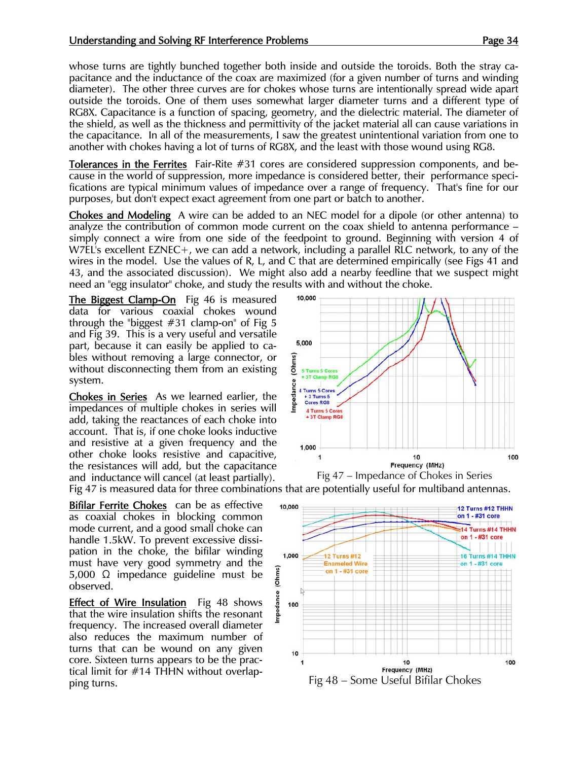whose turns are tightly bunched together both inside and outside the toroids. Both the stray capacitance and the inductance of the coax are maximized (for a given number of turns and winding diameter). The other three curves are for chokes whose turns are intentionally spread wide apart outside the toroids. One of them uses somewhat larger diameter turns and a different type of RG8X. Capacitance is a function of spacing, geometry, and the dielectric material. The diameter of the shield, as well as the thickness and permittivity of the jacket material all can cause variations in the capacitance. In all of the measurements, I saw the greatest unintentional variation from one to another with chokes having a lot of turns of RG8X, and the least with those wound using RG8.

**Tolerances in the Ferrites** Fair-Rite #31 cores are considered suppression components, and because in the world of suppression, more impedance is considered better, their performance specifications are typical minimum values of impedance over a range of frequency. That's fine for our purposes, but don't expect exact agreement from one part or batch to another.

**Chokes and Modeling** A wire can be added to an NEC model for a dipole (or other antenna) to analyze the contribution of common mode current on the coax shield to antenna performance – simply connect a wire from one side of the feedpoint to ground. Beginning with version 4 of W7EL's excellent EZNEC+, we can add a network, including a parallel RLC network, to any of the wires in the model. Use the values of R, L, and C that are determined empirically (see Figs 41 and 43, and the associated discussion). We might also add a nearby feedline that we suspect might need an "egg insulator" choke, and study the results with and without the choke.

**The Biggest Clamp-On** Fig 46 is measured data for various coaxial chokes wound through the "biggest #31 clamp-on" of Fig 5 and Fig 39. This is a very useful and versatile part, because it can easily be applied to cables without removing a large connector, or without disconnecting them from an existing system.

**Chokes in Series** As we learned earlier, the impedances of multiple chokes in series will add, taking the reactances of each choke into account. That is, if one choke looks inductive and resistive at a given frequency and the other choke looks resistive and capacitive, the resistances will add, but the capacitance and inductance will cancel (at least partially). Fig 47 is measured data for three combinations that are potentially useful for multiband antennas.

Fig 47 – Impedance of Chokes in Series

**Bifilar Ferrite Chokes** can be as effective as coaxial chokes in blocking common mode current, and a good small choke can handle 1.5kW. To prevent excessive dissipation in the choke, the bifilar winding must have very good symmetry and the 5,000 Ω impedance guideline must be observed.

**Effect of Wire Insulation** Fig 48 shows that the wire insulation shifts the resonant frequency. The increased overall diameter also reduces the maximum number of turns that can be wound on any given core. Sixteen turns appears to be the practical limit for #14 THHN without overlapping turns.

Fig 48 – Some Useful Bifilar Chokes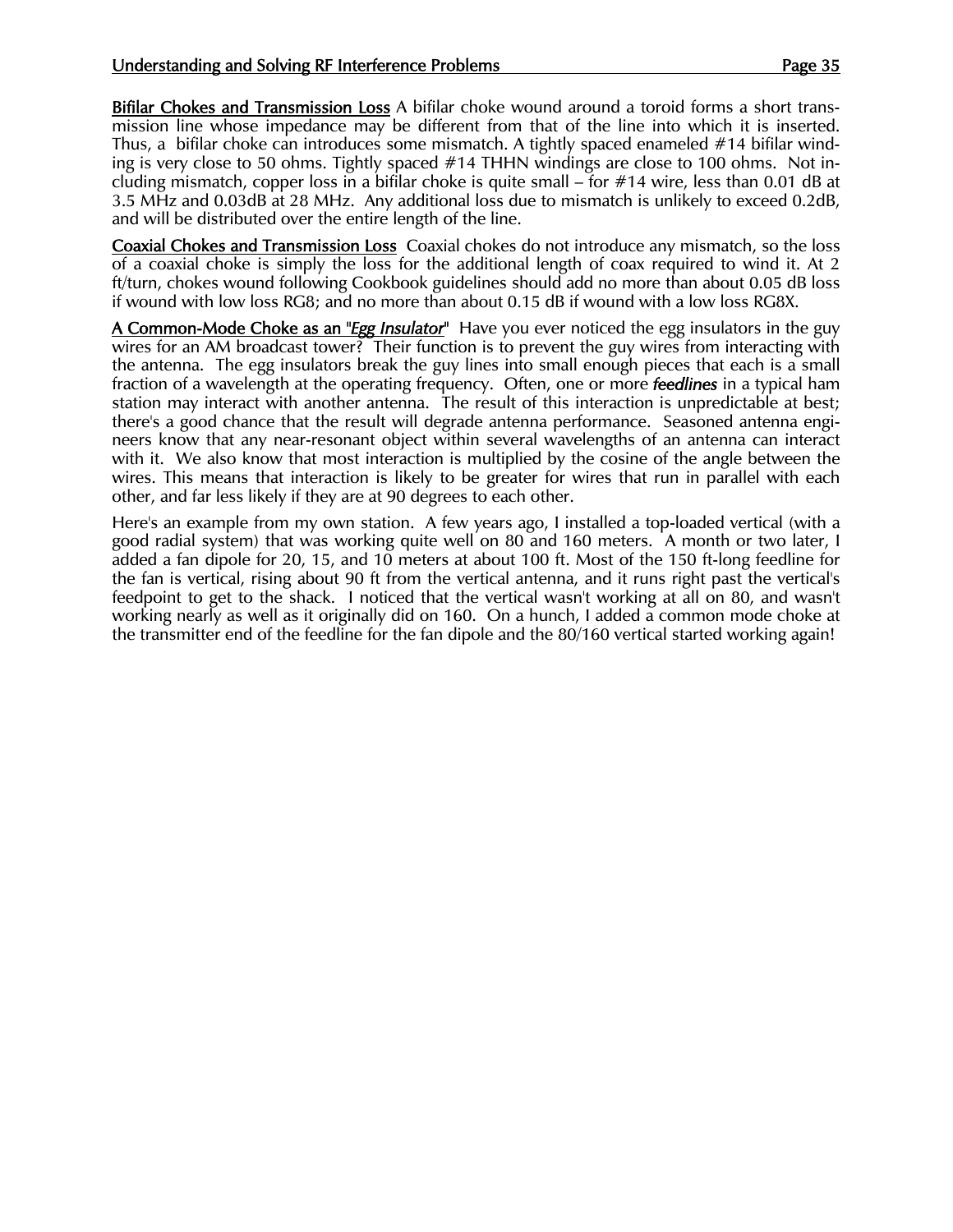**Bifilar Chokes and Transmission Loss** A bifilar choke wound around a toroid forms a short transmission line whose impedance may be different from that of the line into which it is inserted. Thus, a bifilar choke can introduces some mismatch. A tightly spaced enameled #14 bifilar winding is very close to 50 ohms. Tightly spaced #14 THHN windings are close to 100 ohms. Not including mismatch, copper loss in a bifilar choke is quite small – for #14 wire, less than 0.01 dB at 3.5 MHz and 0.03dB at 28 MHz. Any additional loss due to mismatch is unlikely to exceed 0.2dB, and will be distributed over the entire length of the line.

**Coaxial Chokes and Transmission Loss** Coaxial chokes do not introduce any mismatch, so the loss of a coaxial choke is simply the loss for the additional length of coax required to wind it. At 2 ft/turn, chokes wound following Cookbook guidelines should add no more than about 0.05 dB loss if wound with low loss RG8; and no more than about 0.15 dB if wound with a low loss RG8X.

**A Common-Mode Choke as an "*Egg Insulator*"** Have you ever noticed the egg insulators in the guy wires for an AM broadcast tower? Their function is to prevent the guy wires from interacting with the antenna. The egg insulators break the guy lines into small enough pieces that each is a small fraction of a wavelength at the operating frequency. Often, one or more ***feedlines*** in a typical ham station may interact with another antenna. The result of this interaction is unpredictable at best; there's a good chance that the result will degrade antenna performance. Seasoned antenna engineers know that any near-resonant object within several wavelengths of an antenna can interact with it. We also know that most interaction is multiplied by the cosine of the angle between the wires. This means that interaction is likely to be greater for wires that run in parallel with each other, and far less likely if they are at 90 degrees to each other.

Here's an example from my own station. A few years ago, I installed a top-loaded vertical (with a good radial system) that was working quite well on 80 and 160 meters. A month or two later, I added a fan dipole for 20, 15, and 10 meters at about 100 ft. Most of the 150 ft-long feedline for the fan is vertical, rising about 90 ft from the vertical antenna, and it runs right past the vertical's feedpoint to get to the shack. I noticed that the vertical wasn't working at all on 80, and wasn't working nearly as well as it originally did on 160. On a hunch, I added a common mode choke at the transmitter end of the feedline for the fan dipole and the 80/160 vertical started working again!